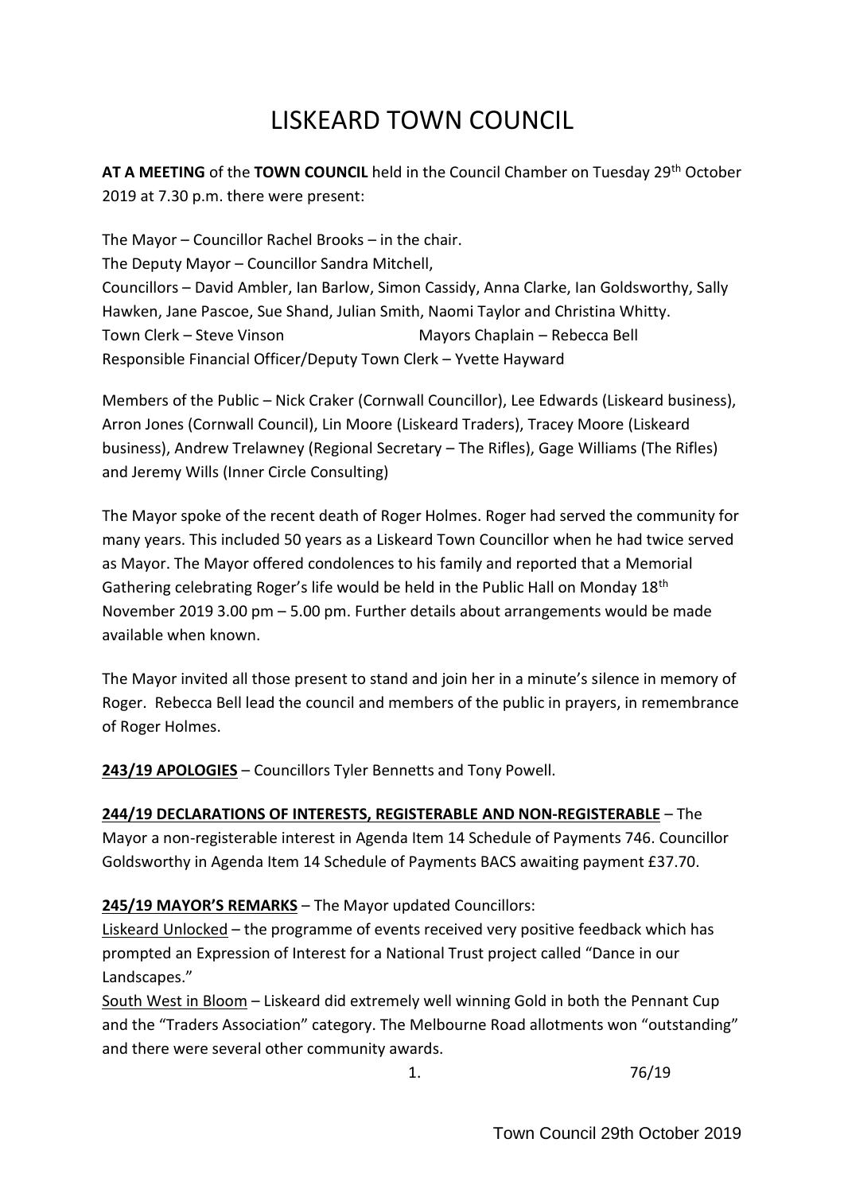# LISKEARD TOWN COUNCIL

**AT A MEETING** of the **TOWN COUNCIL** held in the Council Chamber on Tuesday 29th October 2019 at 7.30 p.m. there were present:

The Mayor – Councillor Rachel Brooks – in the chair.
The Deputy Mayor – Councillor Sandra Mitchell,
Councillors – David Ambler, Ian Barlow, Simon Cassidy, Anna Clarke, Ian Goldsworthy, Sally Hawken, Jane Pascoe, Sue Shand, Julian Smith, Naomi Taylor and Christina Whitty.
Town Clerk – Steve Vinson Mayors Chaplain – Rebecca Bell
Responsible Financial Officer/Deputy Town Clerk – Yvette Hayward

Members of the Public – Nick Craker (Cornwall Councillor), Lee Edwards (Liskeard business), Arron Jones (Cornwall Council), Lin Moore (Liskeard Traders), Tracey Moore (Liskeard business), Andrew Trelawney (Regional Secretary – The Rifles), Gage Williams (The Rifles) and Jeremy Wills (Inner Circle Consulting)

The Mayor spoke of the recent death of Roger Holmes. Roger had served the community for many years. This included 50 years as a Liskeard Town Councillor when he had twice served as Mayor. The Mayor offered condolences to his family and reported that a Memorial Gathering celebrating Roger's life would be held in the Public Hall on Monday 18th November 2019 3.00 pm – 5.00 pm. Further details about arrangements would be made available when known.

The Mayor invited all those present to stand and join her in a minute's silence in memory of Roger. Rebecca Bell lead the council and members of the public in prayers, in remembrance of Roger Holmes.

**243/19 APOLOGIES** – Councillors Tyler Bennetts and Tony Powell.

**244/19 DECLARATIONS OF INTERESTS, REGISTERABLE AND NON-REGISTERABLE** – The Mayor a non-registerable interest in Agenda Item 14 Schedule of Payments 746. Councillor Goldsworthy in Agenda Item 14 Schedule of Payments BACS awaiting payment £37.70.

**245/19 MAYOR'S REMARKS** – The Mayor updated Councillors:

Liskeard Unlocked – the programme of events received very positive feedback which has prompted an Expression of Interest for a National Trust project called "Dance in our Landscapes."

South West in Bloom – Liskeard did extremely well winning Gold in both the Pennant Cup and the "Traders Association" category. The Melbourne Road allotments won "outstanding" and there were several other community awards.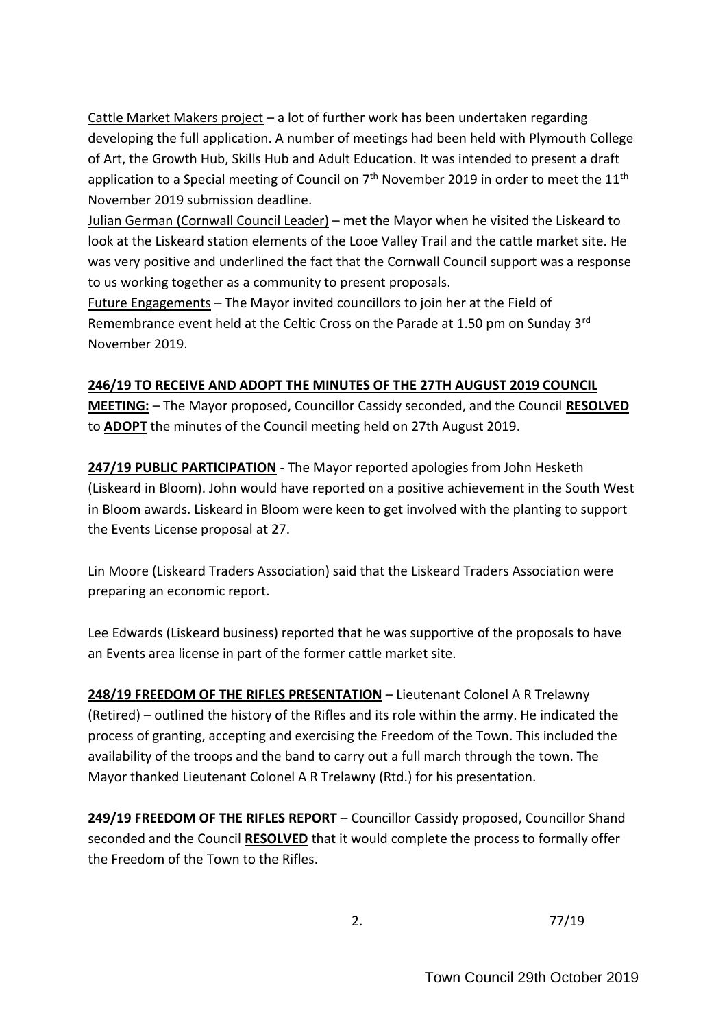Cattle Market Makers project – a lot of further work has been undertaken regarding developing the full application. A number of meetings had been held with Plymouth College of Art, the Growth Hub, Skills Hub and Adult Education. It was intended to present a draft application to a Special meeting of Council on 7th November 2019 in order to meet the 11th November 2019 submission deadline.

Julian German (Cornwall Council Leader) – met the Mayor when he visited the Liskeard to look at the Liskeard station elements of the Looe Valley Trail and the cattle market site. He was very positive and underlined the fact that the Cornwall Council support was a response to us working together as a community to present proposals.

Future Engagements – The Mayor invited councillors to join her at the Field of Remembrance event held at the Celtic Cross on the Parade at 1.50 pm on Sunday 3rd November 2019.

**246/19 TO RECEIVE AND ADOPT THE MINUTES OF THE 27TH AUGUST 2019 COUNCIL MEETING:** – The Mayor proposed, Councillor Cassidy seconded, and the Council **RESOLVED** to **ADOPT** the minutes of the Council meeting held on 27th August 2019.

**247/19 PUBLIC PARTICIPATION** - The Mayor reported apologies from John Hesketh (Liskeard in Bloom). John would have reported on a positive achievement in the South West in Bloom awards. Liskeard in Bloom were keen to get involved with the planting to support the Events License proposal at 27.

Lin Moore (Liskeard Traders Association) said that the Liskeard Traders Association were preparing an economic report.

Lee Edwards (Liskeard business) reported that he was supportive of the proposals to have an Events area license in part of the former cattle market site.

**248/19 FREEDOM OF THE RIFLES PRESENTATION** – Lieutenant Colonel A R Trelawny (Retired) – outlined the history of the Rifles and its role within the army. He indicated the process of granting, accepting and exercising the Freedom of the Town. This included the availability of the troops and the band to carry out a full march through the town. The Mayor thanked Lieutenant Colonel A R Trelawny (Rtd.) for his presentation.

**249/19 FREEDOM OF THE RIFLES REPORT** – Councillor Cassidy proposed, Councillor Shand seconded and the Council **RESOLVED** that it would complete the process to formally offer the Freedom of the Town to the Rifles.

77/19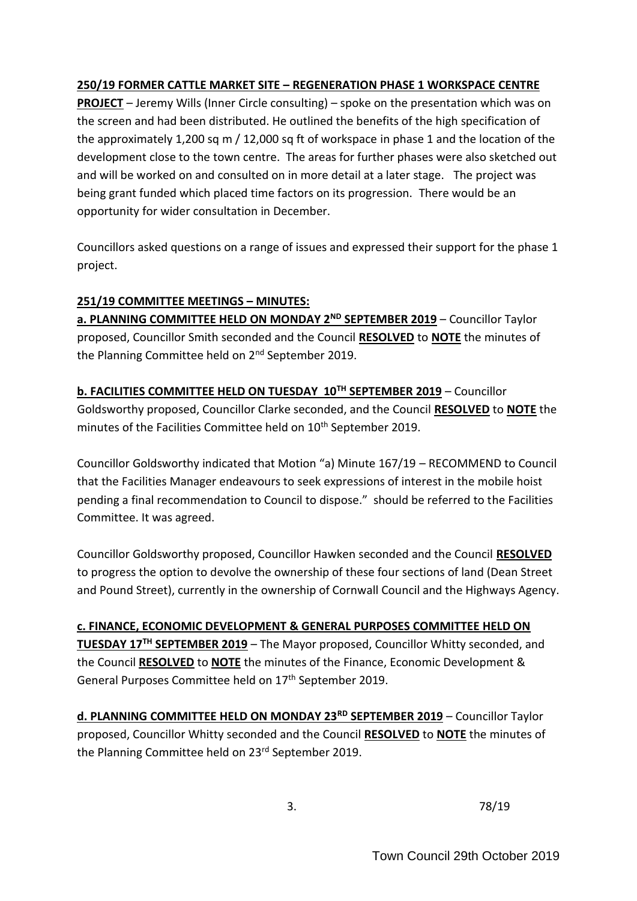**250/19 FORMER CATTLE MARKET SITE – REGENERATION PHASE 1 WORKSPACE CENTRE PROJECT** – Jeremy Wills (Inner Circle consulting) – spoke on the presentation which was on the screen and had been distributed. He outlined the benefits of the high specification of the approximately 1,200 sq m / 12,000 sq ft of workspace in phase 1 and the location of the development close to the town centre. The areas for further phases were also sketched out and will be worked on and consulted on in more detail at a later stage. The project was being grant funded which placed time factors on its progression. There would be an opportunity for wider consultation in December.

Councillors asked questions on a range of issues and expressed their support for the phase 1 project.

**251/19 COMMITTEE MEETINGS – MINUTES:**

**a. PLANNING COMMITTEE HELD ON MONDAY 2ND SEPTEMBER 2019** – Councillor Taylor proposed, Councillor Smith seconded and the Council **RESOLVED** to **NOTE** the minutes of the Planning Committee held on 2nd September 2019.

**b. FACILITIES COMMITTEE HELD ON TUESDAY 10TH SEPTEMBER 2019** – Councillor Goldsworthy proposed, Councillor Clarke seconded, and the Council **RESOLVED** to **NOTE** the minutes of the Facilities Committee held on 10th September 2019.

Councillor Goldsworthy indicated that Motion "a) Minute 167/19 – RECOMMEND to Council that the Facilities Manager endeavours to seek expressions of interest in the mobile hoist pending a final recommendation to Council to dispose." should be referred to the Facilities Committee. It was agreed.

Councillor Goldsworthy proposed, Councillor Hawken seconded and the Council **RESOLVED** to progress the option to devolve the ownership of these four sections of land (Dean Street and Pound Street), currently in the ownership of Cornwall Council and the Highways Agency.

**c. FINANCE, ECONOMIC DEVELOPMENT & GENERAL PURPOSES COMMITTEE HELD ON TUESDAY 17TH SEPTEMBER 2019** – The Mayor proposed, Councillor Whitty seconded, and the Council **RESOLVED** to **NOTE** the minutes of the Finance, Economic Development & General Purposes Committee held on 17th September 2019.

**d. PLANNING COMMITTEE HELD ON MONDAY 23RD SEPTEMBER 2019** – Councillor Taylor proposed, Councillor Whitty seconded and the Council **RESOLVED** to **NOTE** the minutes of the Planning Committee held on 23rd September 2019.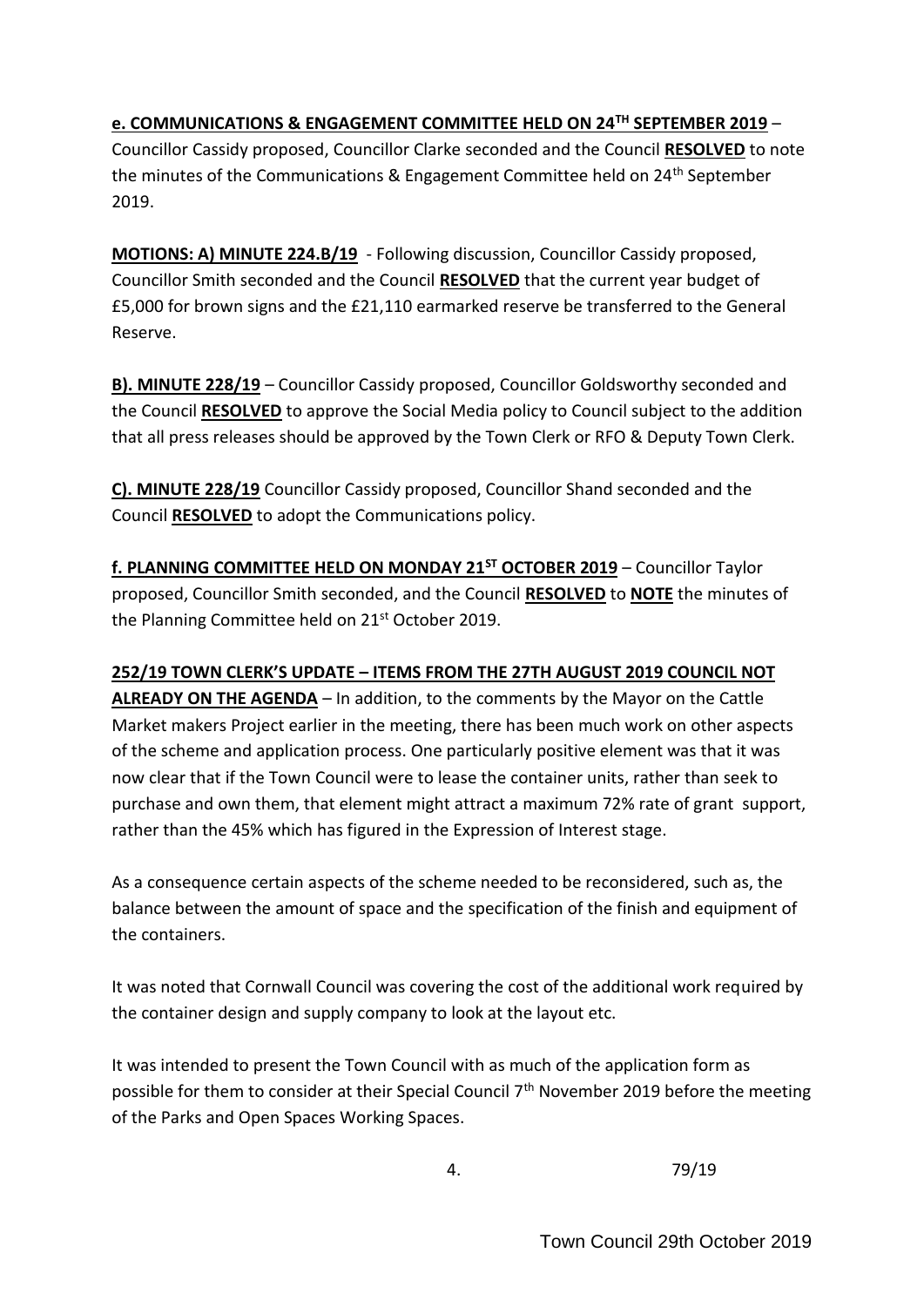**e. COMMUNICATIONS & ENGAGEMENT COMMITTEE HELD ON 24TH SEPTEMBER 2019** – Councillor Cassidy proposed, Councillor Clarke seconded and the Council **RESOLVED** to note the minutes of the Communications & Engagement Committee held on 24th September 2019.

**MOTIONS: A) MINUTE 224.B/19** - Following discussion, Councillor Cassidy proposed, Councillor Smith seconded and the Council **RESOLVED** that the current year budget of £5,000 for brown signs and the £21,110 earmarked reserve be transferred to the General Reserve.

**B). MINUTE 228/19** – Councillor Cassidy proposed, Councillor Goldsworthy seconded and the Council **RESOLVED** to approve the Social Media policy to Council subject to the addition that all press releases should be approved by the Town Clerk or RFO & Deputy Town Clerk.

**C). MINUTE 228/19** Councillor Cassidy proposed, Councillor Shand seconded and the Council **RESOLVED** to adopt the Communications policy.

**f. PLANNING COMMITTEE HELD ON MONDAY 21ST OCTOBER 2019** – Councillor Taylor proposed, Councillor Smith seconded, and the Council **RESOLVED** to **NOTE** the minutes of the Planning Committee held on 21st October 2019.

**252/19 TOWN CLERK'S UPDATE – ITEMS FROM THE 27TH AUGUST 2019 COUNCIL NOT ALREADY ON THE AGENDA** – In addition, to the comments by the Mayor on the Cattle Market makers Project earlier in the meeting, there has been much work on other aspects of the scheme and application process. One particularly positive element was that it was now clear that if the Town Council were to lease the container units, rather than seek to purchase and own them, that element might attract a maximum 72% rate of grant support, rather than the 45% which has figured in the Expression of Interest stage.

As a consequence certain aspects of the scheme needed to be reconsidered, such as, the balance between the amount of space and the specification of the finish and equipment of the containers.

It was noted that Cornwall Council was covering the cost of the additional work required by the container design and supply company to look at the layout etc.

It was intended to present the Town Council with as much of the application form as possible for them to consider at their Special Council 7th November 2019 before the meeting of the Parks and Open Spaces Working Spaces.

79/19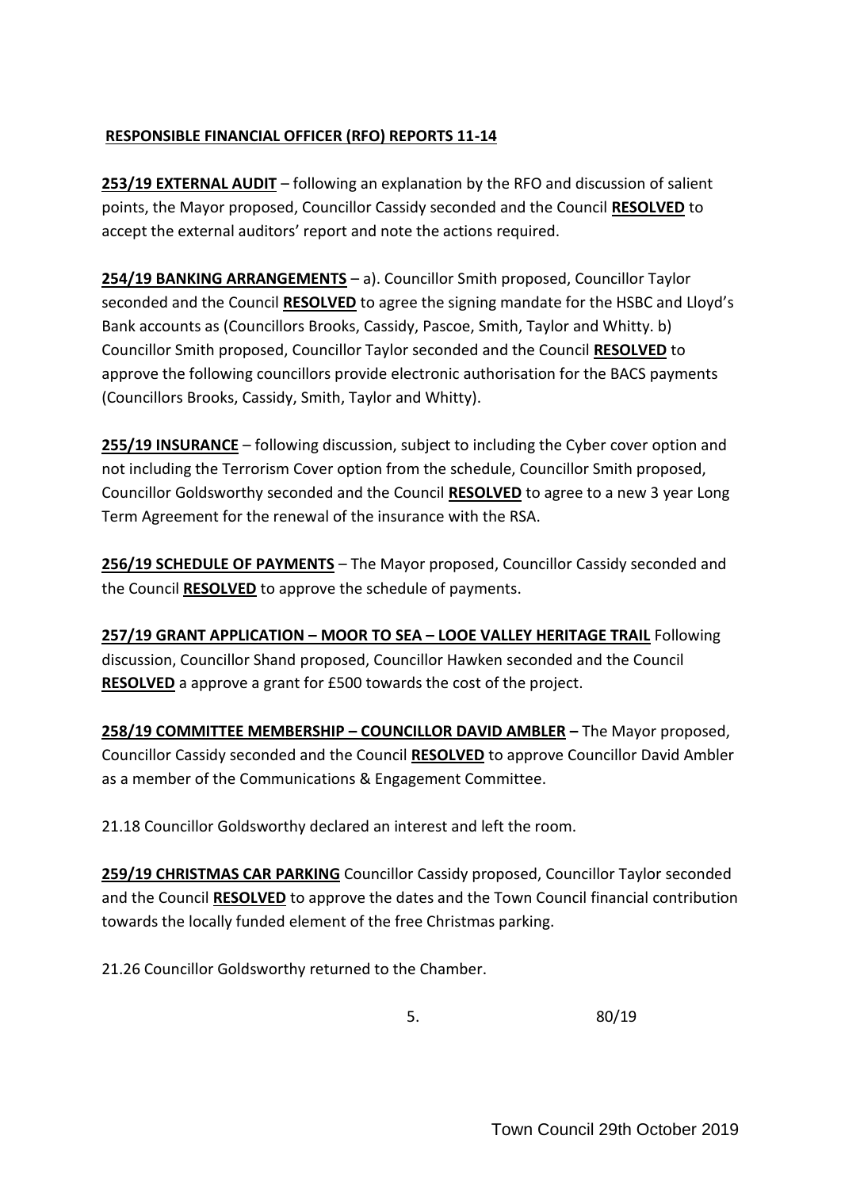**RESPONSIBLE FINANCIAL OFFICER (RFO) REPORTS 11-14**

**253/19 EXTERNAL AUDIT** – following an explanation by the RFO and discussion of salient points, the Mayor proposed, Councillor Cassidy seconded and the Council **RESOLVED** to accept the external auditors' report and note the actions required.

**254/19 BANKING ARRANGEMENTS** – a). Councillor Smith proposed, Councillor Taylor seconded and the Council **RESOLVED** to agree the signing mandate for the HSBC and Lloyd's Bank accounts as (Councillors Brooks, Cassidy, Pascoe, Smith, Taylor and Whitty. b) Councillor Smith proposed, Councillor Taylor seconded and the Council **RESOLVED** to approve the following councillors provide electronic authorisation for the BACS payments (Councillors Brooks, Cassidy, Smith, Taylor and Whitty).

**255/19 INSURANCE** – following discussion, subject to including the Cyber cover option and not including the Terrorism Cover option from the schedule, Councillor Smith proposed, Councillor Goldsworthy seconded and the Council **RESOLVED** to agree to a new 3 year Long Term Agreement for the renewal of the insurance with the RSA.

**256/19 SCHEDULE OF PAYMENTS** – The Mayor proposed, Councillor Cassidy seconded and the Council **RESOLVED** to approve the schedule of payments.

**257/19 GRANT APPLICATION – MOOR TO SEA – LOOE VALLEY HERITAGE TRAIL** Following discussion, Councillor Shand proposed, Councillor Hawken seconded and the Council **RESOLVED** a approve a grant for £500 towards the cost of the project.

**258/19 COMMITTEE MEMBERSHIP – COUNCILLOR DAVID AMBLER –** The Mayor proposed, Councillor Cassidy seconded and the Council **RESOLVED** to approve Councillor David Ambler as a member of the Communications & Engagement Committee.

21.18 Councillor Goldsworthy declared an interest and left the room.

**259/19 CHRISTMAS CAR PARKING** Councillor Cassidy proposed, Councillor Taylor seconded and the Council **RESOLVED** to approve the dates and the Town Council financial contribution towards the locally funded element of the free Christmas parking.

21.26 Councillor Goldsworthy returned to the Chamber.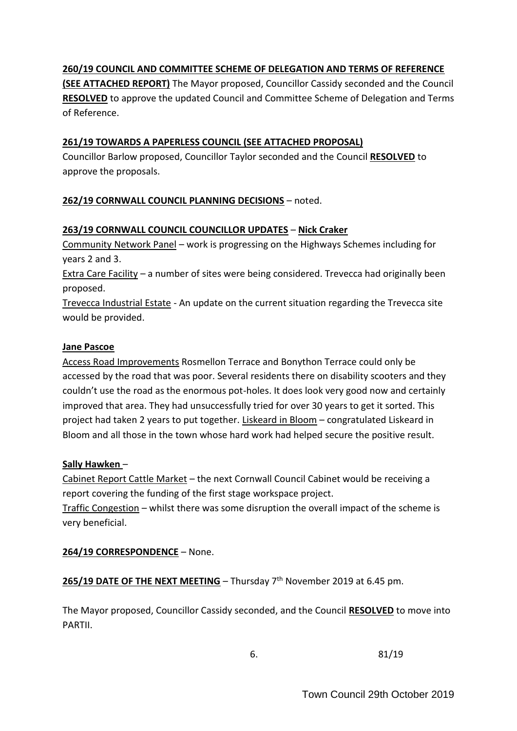**260/19 COUNCIL AND COMMITTEE SCHEME OF DELEGATION AND TERMS OF REFERENCE (SEE ATTACHED REPORT)** The Mayor proposed, Councillor Cassidy seconded and the Council **RESOLVED** to approve the updated Council and Committee Scheme of Delegation and Terms of Reference.

**261/19 TOWARDS A PAPERLESS COUNCIL (SEE ATTACHED PROPOSAL)**
Councillor Barlow proposed, Councillor Taylor seconded and the Council **RESOLVED** to approve the proposals.

**262/19 CORNWALL COUNCIL PLANNING DECISIONS** – noted.

**263/19 CORNWALL COUNCIL COUNCILLOR UPDATES** – **Nick Craker**
Community Network Panel – work is progressing on the Highways Schemes including for years 2 and 3.
Extra Care Facility – a number of sites were being considered. Trevecca had originally been proposed.
Trevecca Industrial Estate - An update on the current situation regarding the Trevecca site would be provided.

**Jane Pascoe**
Access Road Improvements Rosmellon Terrace and Bonython Terrace could only be accessed by the road that was poor. Several residents there on disability scooters and they couldn't use the road as the enormous pot-holes. It does look very good now and certainly improved that area. They had unsuccessfully tried for over 30 years to get it sorted. This project had taken 2 years to put together. Liskeard in Bloom – congratulated Liskeard in Bloom and all those in the town whose hard work had helped secure the positive result.

**Sally Hawken** –
Cabinet Report Cattle Market – the next Cornwall Council Cabinet would be receiving a report covering the funding of the first stage workspace project.
Traffic Congestion – whilst there was some disruption the overall impact of the scheme is very beneficial.

**264/19 CORRESPONDENCE** – None.

**265/19 DATE OF THE NEXT MEETING** – Thursday 7th November 2019 at 6.45 pm.

The Mayor proposed, Councillor Cassidy seconded, and the Council **RESOLVED** to move into PARTII.

81/19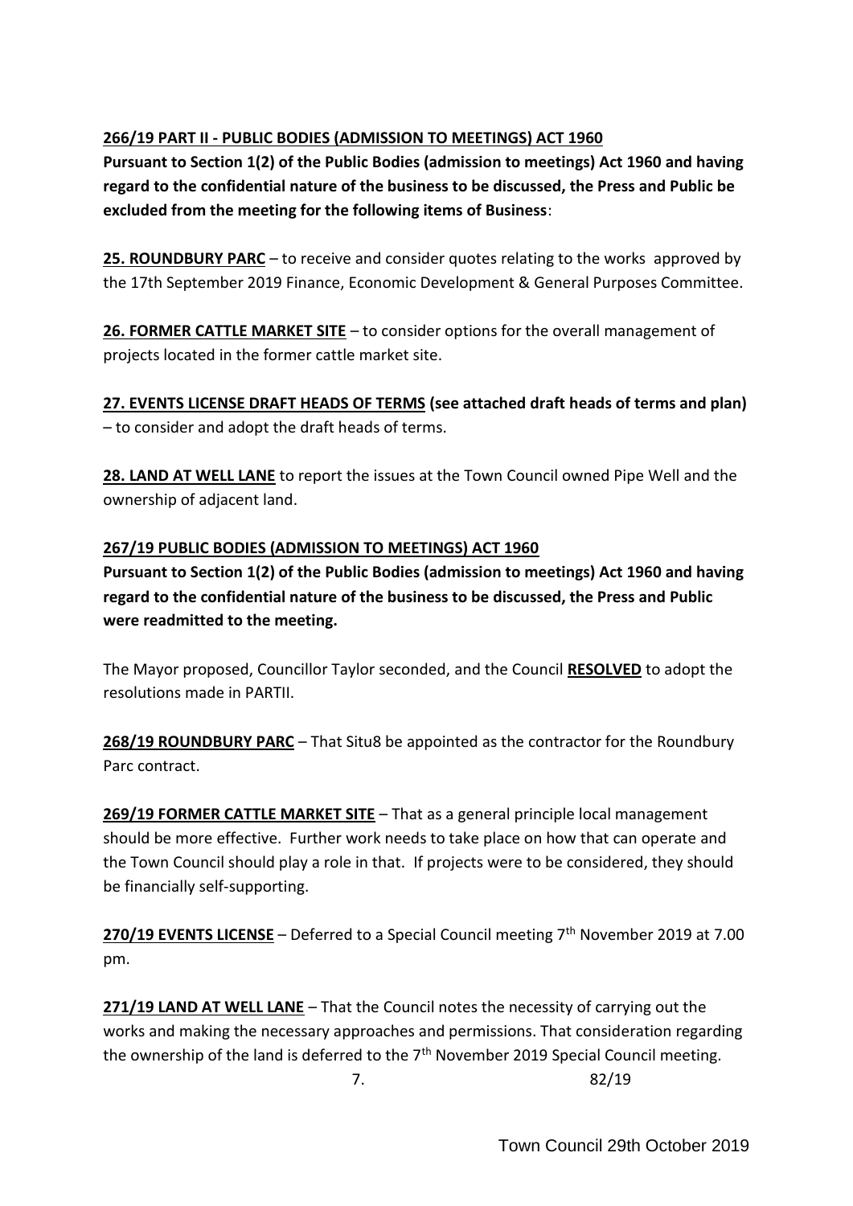**266/19 PART II - PUBLIC BODIES (ADMISSION TO MEETINGS) ACT 1960**

**Pursuant to Section 1(2) of the Public Bodies (admission to meetings) Act 1960 and having regard to the confidential nature of the business to be discussed, the Press and Public be excluded from the meeting for the following items of Business**:

**25. ROUNDBURY PARC** – to receive and consider quotes relating to the works approved by the 17th September 2019 Finance, Economic Development & General Purposes Committee.

**26. FORMER CATTLE MARKET SITE** – to consider options for the overall management of projects located in the former cattle market site.

**27. EVENTS LICENSE DRAFT HEADS OF TERMS (see attached draft heads of terms and plan)** – to consider and adopt the draft heads of terms.

**28. LAND AT WELL LANE** to report the issues at the Town Council owned Pipe Well and the ownership of adjacent land.

**267/19 PUBLIC BODIES (ADMISSION TO MEETINGS) ACT 1960**

**Pursuant to Section 1(2) of the Public Bodies (admission to meetings) Act 1960 and having regard to the confidential nature of the business to be discussed, the Press and Public were readmitted to the meeting.**

The Mayor proposed, Councillor Taylor seconded, and the Council **RESOLVED** to adopt the resolutions made in PARTII.

**268/19 ROUNDBURY PARC** – That Situ8 be appointed as the contractor for the Roundbury Parc contract.

**269/19 FORMER CATTLE MARKET SITE** – That as a general principle local management should be more effective. Further work needs to take place on how that can operate and the Town Council should play a role in that. If projects were to be considered, they should be financially self-supporting.

**270/19 EVENTS LICENSE** – Deferred to a Special Council meeting 7th November 2019 at 7.00 pm.

**271/19 LAND AT WELL LANE** – That the Council notes the necessity of carrying out the works and making the necessary approaches and permissions. That consideration regarding the ownership of the land is deferred to the 7th November 2019 Special Council meeting.

82/19